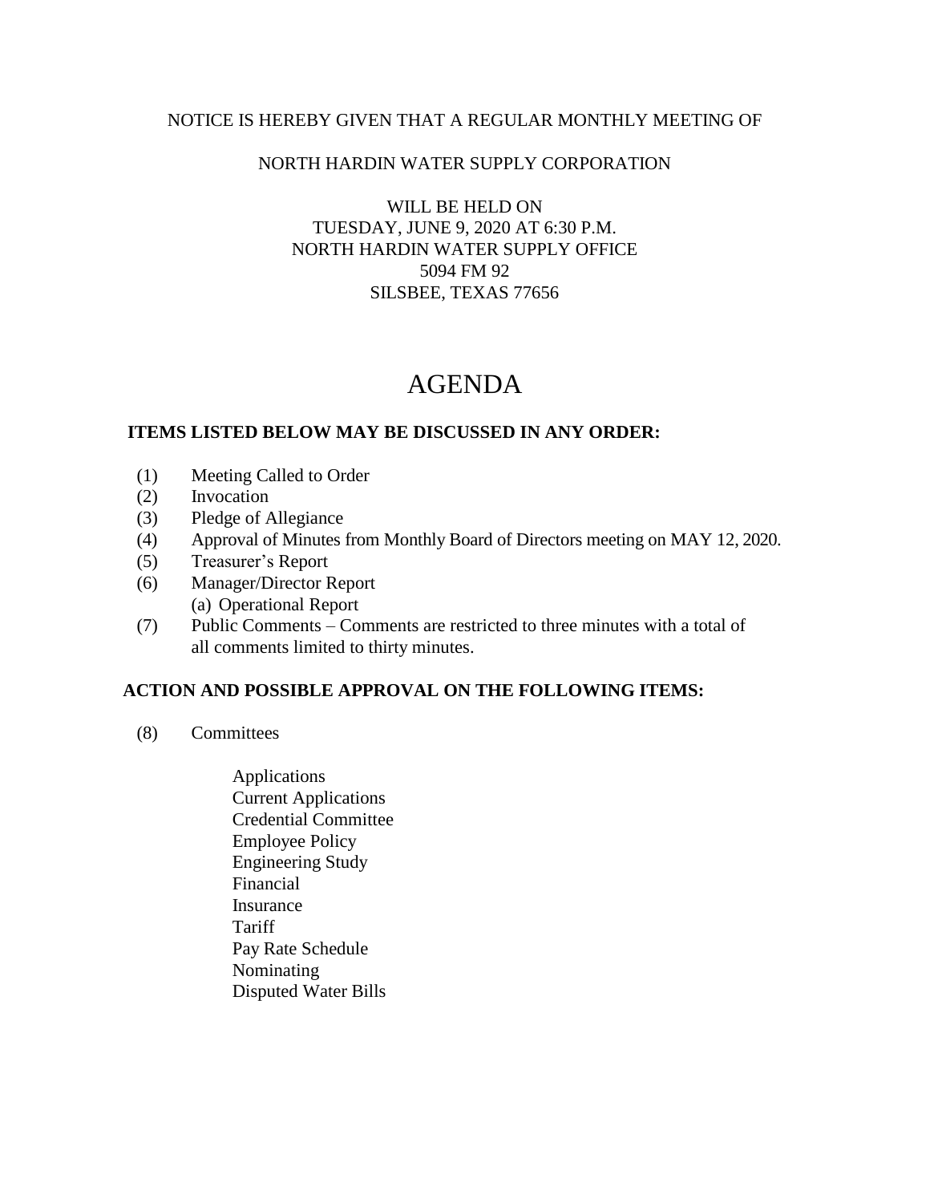NOTICE IS HEREBY GIVEN THAT A REGULAR MONTHLY MEETING OF

NORTH HARDIN WATER SUPPLY CORPORATION

WILL BE HELD ON
TUESDAY, JUNE 9, 2020 AT 6:30 P.M.
NORTH HARDIN WATER SUPPLY OFFICE
5094 FM 92
SILSBEE, TEXAS 77656

# AGENDA

**ITEMS LISTED BELOW MAY BE DISCUSSED IN ANY ORDER:**

(1) Meeting Called to Order
(2) Invocation
(3) Pledge of Allegiance
(4) Approval of Minutes from Monthly Board of Directors meeting on MAY 12, 2020.
(5) Treasurer's Report
(6) Manager/Director Report
 (a) Operational Report
(7) Public Comments – Comments are restricted to three minutes with a total of all comments limited to thirty minutes.

**ACTION AND POSSIBLE APPROVAL ON THE FOLLOWING ITEMS:**

(8) Committees

- Applications
- Current Applications
- Credential Committee
- Employee Policy
- Engineering Study
- Financial
- Insurance
- Tariff
- Pay Rate Schedule
- Nominating
- Disputed Water Bills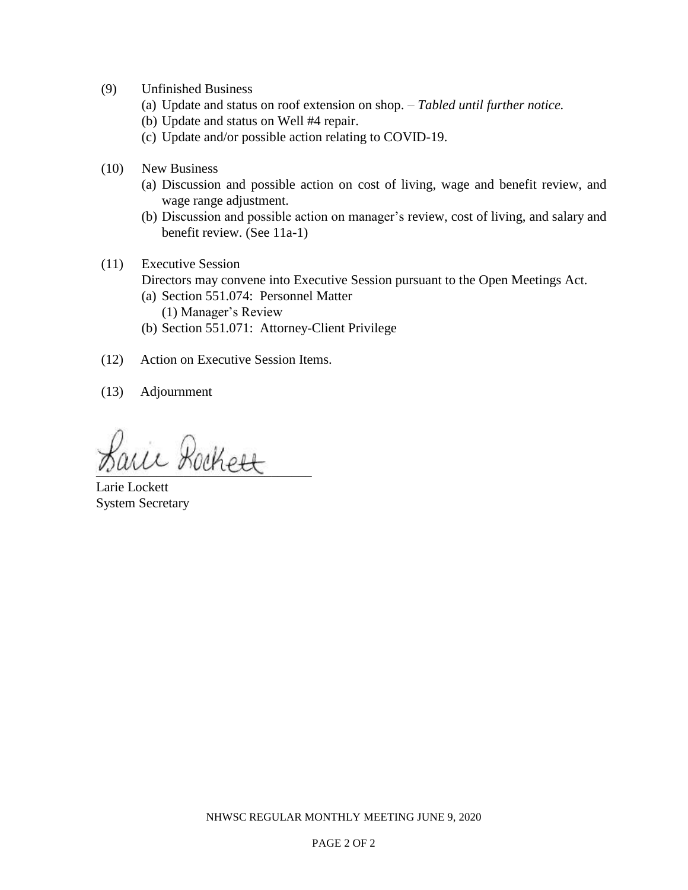(9) Unfinished Business
   (a) Update and status on roof extension on shop. – *Tabled until further notice.*
   (b) Update and status on Well #4 repair.
   (c) Update and/or possible action relating to COVID-19.

(10) New Business
   (a) Discussion and possible action on cost of living, wage and benefit review, and wage range adjustment.
   (b) Discussion and possible action on manager's review, cost of living, and salary and benefit review. (See 11a-1)

(11) Executive Session
   Directors may convene into Executive Session pursuant to the Open Meetings Act.
   (a) Section 551.074: Personnel Matter
      (1) Manager's Review
   (b) Section 551.071: Attorney-Client Privilege

(12) Action on Executive Session Items.

(13) Adjournment

Larie Lockett
System Secretary